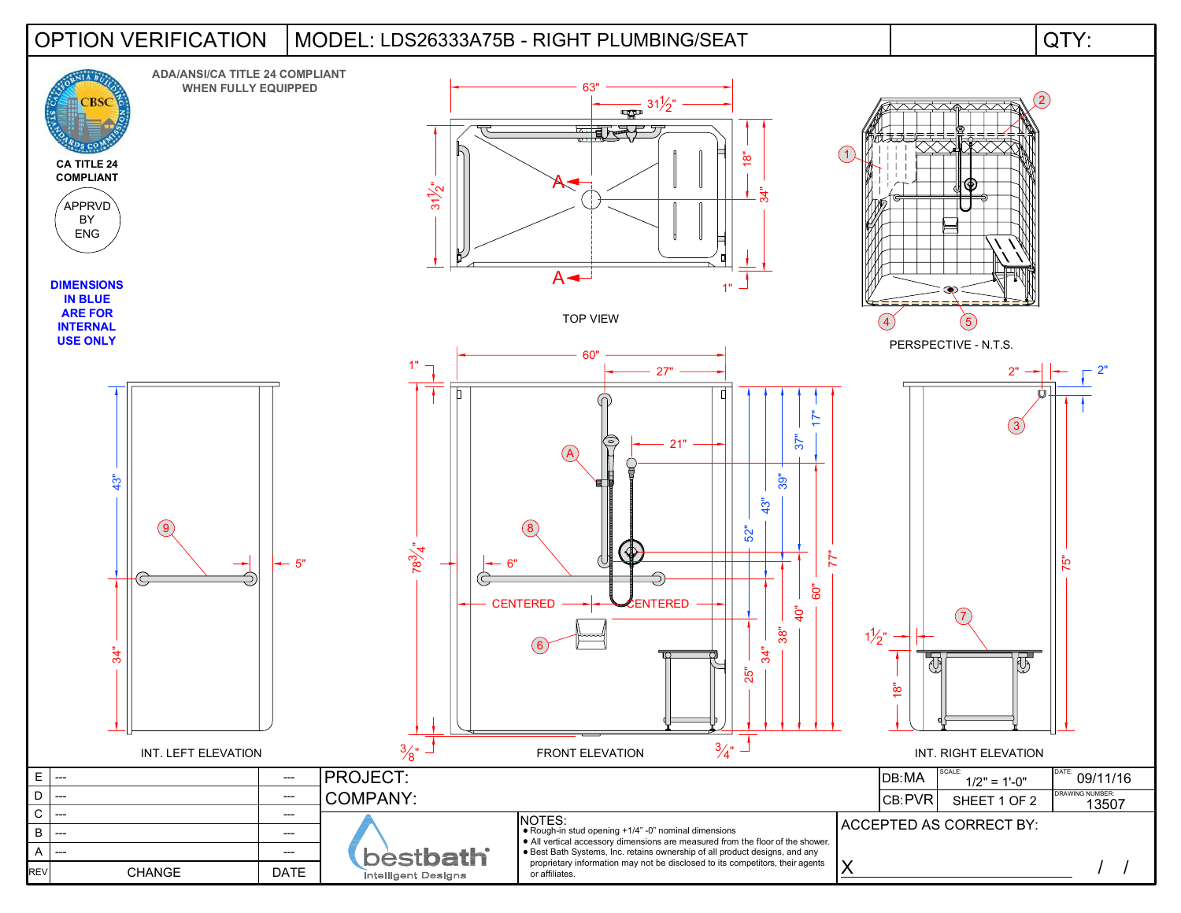# OPTION VERIFICATION

## MODEL: LDS26333A75B - RIGHT PLUMBING/SEAT

QTY:

ADA/ANSI/CA TITLE 24 COMPLIANT WHEN FULLY EQUIPPED

CA TITLE 24 COMPLIANT

APPRVD BY ENG

**DIMENSIONS IN BLUE ARE FOR INTERNAL USE ONLY**

TOP VIEW

PERSPECTIVE - N.T.S.

INT. LEFT ELEVATION

FRONT ELEVATION

INT. RIGHT ELEVATION

| REV | CHANGE | DATE |
|---|---|---|
| E | --- | --- |
| D | --- | --- |
| C | --- | --- |
| B | --- | --- |
| A | --- | --- |

PROJECT:

COMPANY:

DB: MA | SCALE: 1/2" = 1'-0" | DATE: 09/11/16

CB: PVR | SHEET 1 OF 2 | DRAWING NUMBER: 13507

bestbath Intelligent Designs

NOTES:

- Rough-in stud opening +1/4" -0" nominal dimensions
- All vertical accessory dimensions are measured from the floor of the shower.
- Best Bath Systems, Inc. retains ownership of all product designs, and any proprietary information may not be disclosed to its competitors, their agents or affiliates.

ACCEPTED AS CORRECT BY:

X ______________________ / /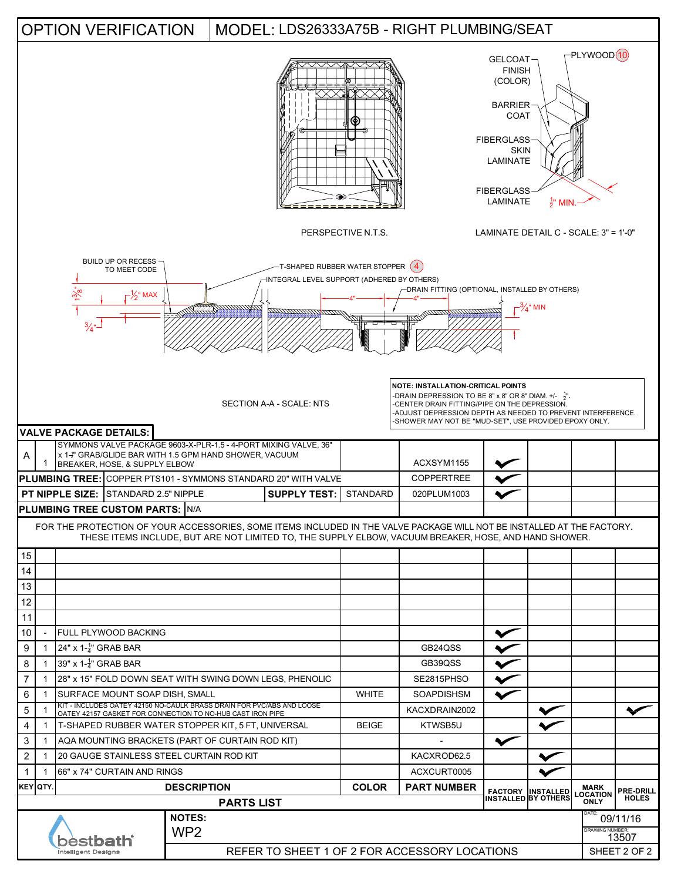# OPTION VERIFICATION

## MODEL: LDS26333A75B - RIGHT PLUMBING/SEAT

PERSPECTIVE N.T.S.

GELCOAT FINISH (COLOR)
BARRIER COAT
FIBERGLASS SKIN LAMINATE
FIBERGLASS LAMINATE
PLYWOOD (10)
$\frac{1}{2}$" MIN.

LAMINATE DETAIL C - SCALE: 3" = 1'-0"

BUILD UP OR RECESS TO MEET CODE
$1\frac{3}{8}$"
$\frac{1}{2}$" MAX
$\frac{3}{4}$"
T-SHAPED RUBBER WATER STOPPER (4)
INTEGRAL LEVEL SUPPORT (ADHERED BY OTHERS)
DRAIN FITTING (OPTIONAL, INSTALLED BY OTHERS)
4"
4"
$\frac{3}{4}$" MIN

SECTION A-A - SCALE: NTS

**NOTE: INSTALLATION-CRITICAL POINTS**
- DRAIN DEPRESSION TO BE 8" x 8" OR 8" DIAM. +/- $\frac{1}{2}$".
- CENTER DRAIN FITTING/PIPE ON THE DEPRESSION.
- ADJUST DEPRESSION DEPTH AS NEEDED TO PREVENT INTERFERENCE.
- SHOWER MAY NOT BE "MUD-SET", USE PROVIDED EPOXY ONLY.

**VALVE PACKAGE DETAILS:**

| | | | | | | | | |
|---|---|---|---|---|---|---|---|---|
| A | 1 | SYMMONS VALVE PACKAGE 9603-X-PLR-1.5 - 4-PORT MIXING VALVE, 36" x $1\frac{1}{4}$" GRAB/GLIDE BAR WITH 1.5 GPM HAND SHOWER, VACUUM BREAKER, HOSE, & SUPPLY ELBOW | | ACXSYM1155 | ✓ | | | |
| **PLUMBING TREE:** | | COPPER PTS101 - SYMMONS STANDARD 20" WITH VALVE | | COPPERTREE | ✓ | | | |
| **PT NIPPLE SIZE:** | | STANDARD 2.5" NIPPLE **SUPPLY TEST:** | STANDARD | 020PLUM1003 | ✓ | | | |
| **PLUMBING TREE CUSTOM PARTS:** | | N/A | | | | | | |

FOR THE PROTECTION OF YOUR ACCESSORIES, SOME ITEMS INCLUDED IN THE VALVE PACKAGE WILL NOT BE INSTALLED AT THE FACTORY. THESE ITEMS INCLUDE, BUT ARE NOT LIMITED TO, THE SUPPLY ELBOW, VACUUM BREAKER, HOSE, AND HAND SHOWER.

| KEY | QTY. | DESCRIPTION | COLOR | PART NUMBER | FACTORY INSTALLED | INSTALLED BY OTHERS | MARK LOCATION ONLY | PRE-DRILL HOLES |
|---|---|---|---|---|---|---|---|---|
| 15 | | | | | | | | |
| 14 | | | | | | | | |
| 13 | | | | | | | | |
| 12 | | | | | | | | |
| 11 | | | | | | | | |
| 10 | - | FULL PLYWOOD BACKING | | | ✓ | | | |
| 9 | 1 | 24" x $1\frac{1}{4}$" GRAB BAR | | GB24QSS | ✓ | | | |
| 8 | 1 | 39" x $1\frac{1}{4}$" GRAB BAR | | GB39QSS | ✓ | | | |
| 7 | 1 | 28" x 15" FOLD DOWN SEAT WITH SWING DOWN LEGS, PHENOLIC | | SE2815PHSO | ✓ | | | |
| 6 | 1 | SURFACE MOUNT SOAP DISH, SMALL | WHITE | SOAPDISHSM | ✓ | | | |
| 5 | 1 | KIT - INCLUDES OATEY 42150 NO-CAULK BRASS DRAIN FOR PVC/ABS AND LOOSE OATEY 42157 GASKET FOR CONNECTION TO NO-HUB CAST IRON PIPE | | KACXDRAIN2002 | | ✓ | | ✓ |
| 4 | 1 | T-SHAPED RUBBER WATER STOPPER KIT, 5 FT, UNIVERSAL | BEIGE | KTWSB5U | | ✓ | | |
| 3 | 1 | AQA MOUNTING BRACKETS (PART OF CURTAIN ROD KIT) | | - | ✓ | | | |
| 2 | 1 | 20 GAUGE STAINLESS STEEL CURTAIN ROD KIT | | KACXROD62.5 | | ✓ | | |
| 1 | 1 | 66" x 74" CURTAIN AND RINGS | | ACXCURT0005 | | ✓ | | |

**PARTS LIST**

bestbath Intelligent Designs

**NOTES:**
WP2

REFER TO SHEET 1 OF 2 FOR ACCESSORY LOCATIONS

DATE: 09/11/16
DRAWING NUMBER: 13507
SHEET 2 OF 2